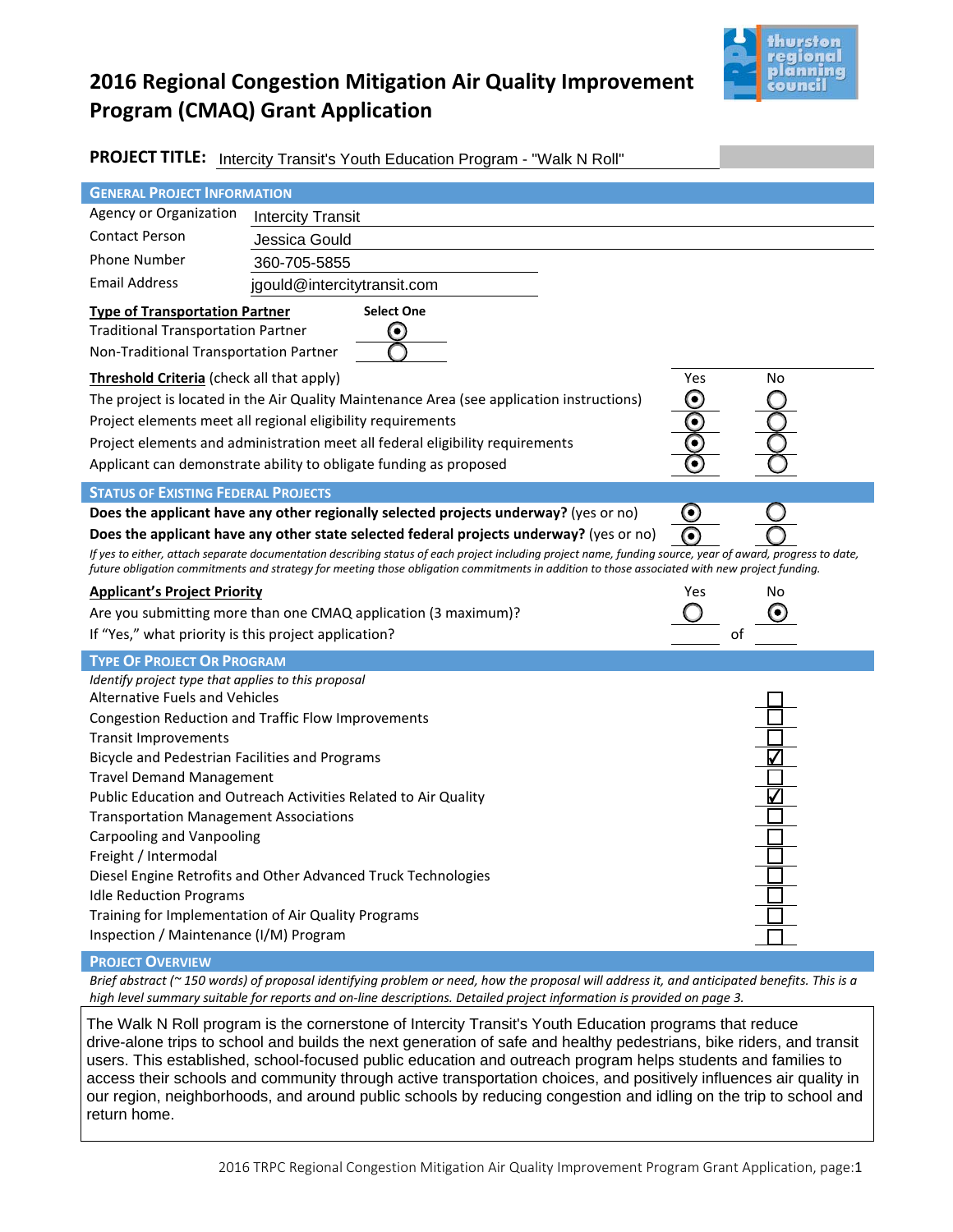# 2016 Regional Congestion Mitigation Air Quality Improvement Program (CMAQ) Grant Application

**PROJECT TITLE:** Intercity Transit's Youth Education Program - "Walk N Roll"

## GENERAL PROJECT INFORMATION

| | |
|---|---|
| Agency or Organization | Intercity Transit |
| Contact Person | Jessica Gould |
| Phone Number | 360-705-5855 |
| Email Address | jgould@intercitytransit.com |

**Type of Transportation Partner** — **Select One**

| | |
|---|---|
| Traditional Transportation Partner | ◉ |
| Non-Traditional Transportation Partner | ○ |

**Threshold Criteria** (check all that apply)

| | Yes | No |
|---|---|---|
| The project is located in the Air Quality Maintenance Area (see application instructions) | ◉ | ○ |
| Project elements meet all regional eligibility requirements | ◉ | ○ |
| Project elements and administration meet all federal eligibility requirements | ◉ | ○ |
| Applicant can demonstrate ability to obligate funding as proposed | ◉ | ○ |

## STATUS OF EXISTING FEDERAL PROJECTS

| | Yes | No |
|---|---|---|
| **Does the applicant have any other regionally selected projects underway?** (yes or no) | ◉ | ○ |
| **Does the applicant have any other state selected federal projects underway?** (yes or no) | ◉ | ○ |

*If yes to either, attach separate documentation describing status of each project including project name, funding source, year of award, progress to date, future obligation commitments and strategy for meeting those obligation commitments in addition to those associated with new project funding.*

**Applicant's Project Priority**

| | Yes | No |
|---|---|---|
| Are you submitting more than one CMAQ application (3 maximum)? | ○ | ◉ |
| If "Yes," what priority is this project application? | ____ of | ____ |

## TYPE OF PROJECT OR PROGRAM

*Identify project type that applies to this proposal*

| | |
|---|---|
| Alternative Fuels and Vehicles | ☐ |
| Congestion Reduction and Traffic Flow Improvements | ☐ |
| Transit Improvements | ☐ |
| Bicycle and Pedestrian Facilities and Programs | ☑ |
| Travel Demand Management | ☐ |
| Public Education and Outreach Activities Related to Air Quality | ☑ |
| Transportation Management Associations | ☐ |
| Carpooling and Vanpooling | ☐ |
| Freight / Intermodal | ☐ |
| Diesel Engine Retrofits and Other Advanced Truck Technologies | ☐ |
| Idle Reduction Programs | ☐ |
| Training for Implementation of Air Quality Programs | ☐ |
| Inspection / Maintenance (I/M) Program | ☐ |

## PROJECT OVERVIEW

*Brief abstract (~ 150 words) of proposal identifying problem or need, how the proposal will address it, and anticipated benefits. This is a high level summary suitable for reports and on-line descriptions. Detailed project information is provided on page 3.*

The Walk N Roll program is the cornerstone of Intercity Transit's Youth Education programs that reduce drive-alone trips to school and builds the next generation of safe and healthy pedestrians, bike riders, and transit users. This established, school-focused public education and outreach program helps students and families to access their schools and community through active transportation choices, and positively influences air quality in our region, neighborhoods, and around public schools by reducing congestion and idling on the trip to school and return home.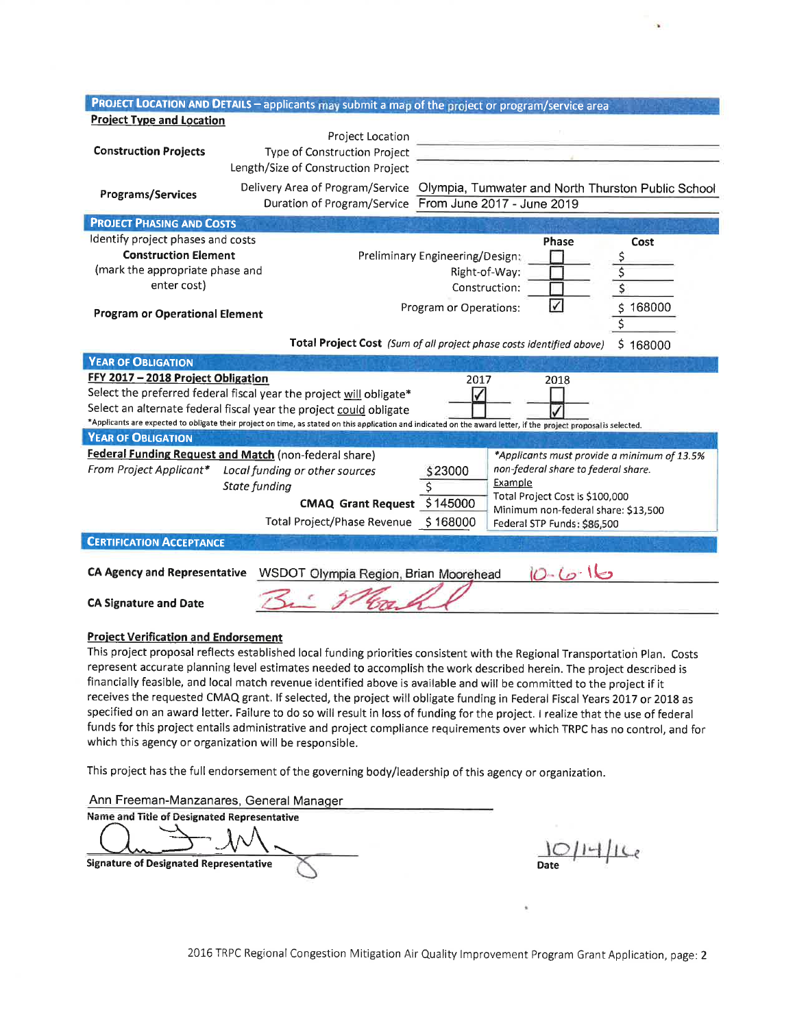## PROJECT LOCATION AND DETAILS – applicants may submit a map of the project or program/service area

**Project Type and Location**

| | | |
|---|---|---|
| **Construction Projects** | Project Location | |
| | Type of Construction Project | |
| | Length/Size of Construction Project | |
| **Programs/Services** | Delivery Area of Program/Service | Olympia, Tumwater and North Thurston Public School |
| | Duration of Program/Service | From June 2017 - June 2019 |

## PROJECT PHASING AND COSTS

Identify project phases and costs

| | | Phase | Cost |
|---|---|---|---|
| **Construction Element** (mark the appropriate phase and enter cost) | Preliminary Engineering/Design: | ☐ | $ |
| | Right-of-Way: | ☐ | $ |
| | Construction: | ☐ | $ |
| **Program or Operational Element** | Program or Operations: | ☑ | $ 168000 |
| | | | $ |
| | **Total Project Cost** *(Sum of all project phase costs identified above)* | | $ 168000 |

## YEAR OF OBLIGATION

**FFY 2017 – 2018 Project Obligation**

| | 2017 | 2018 |
|---|---|---|
| Select the preferred federal fiscal year the project will obligate* | ☑ | ☐ |
| Select an alternate federal fiscal year the project could obligate | ☐ | ☑ |

*Applicants are expected to obligate their project on time, as stated on this application and indicated on the award letter, if the project proposal is selected.

## YEAR OF OBLIGATION

**Federal Funding Request and Match** (non-federal share)

| | | |
|---|---|---|
| *From Project Applicant** | *Local funding or other sources* | $23000 |
| | *State funding* | $ |
| | **CMAQ Grant Request** | $ 145000 |
| | Total Project/Phase Revenue | $ 168000 |

*\*Applicants must provide a minimum of 13.5% non-federal share to federal share.*
Example
Total Project Cost is $100,000
Minimum non-federal share: $13,500
Federal STP Funds: $86,500

## CERTIFICATION ACCEPTANCE

**CA Agency and Representative** WSDOT Olympia Region, Brian Moorehead 10-6-16

**CA Signature and Date** [signature]

**Project Verification and Endorsement**

This project proposal reflects established local funding priorities consistent with the Regional Transportation Plan. Costs represent accurate planning level estimates needed to accomplish the work described herein. The project described is financially feasible, and local match revenue identified above is available and will be committed to the project if it receives the requested CMAQ grant. If selected, the project will obligate funding in Federal Fiscal Years 2017 or 2018 as specified on an award letter. Failure to do so will result in loss of funding for the project. I realize that the use of federal funds for this project entails administrative and project compliance requirements over which TRPC has no control, and for which this agency or organization will be responsible.

This project has the full endorsement of the governing body/leadership of this agency or organization.

Ann Freeman-Manzanares, General Manager
**Name and Title of Designated Representative**

[signature]
**Signature of Designated Representative**

10/14/16
**Date**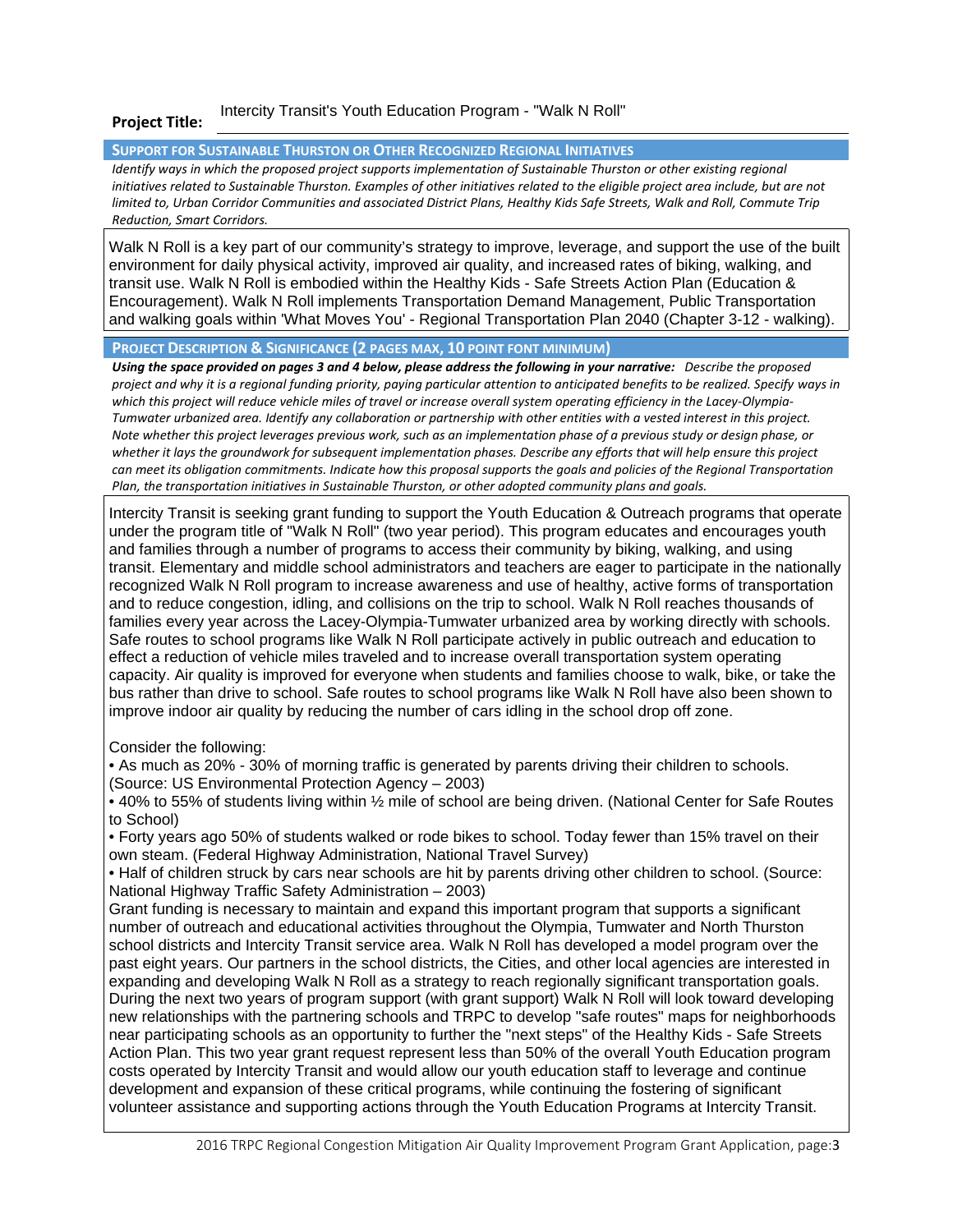**Project Title:** Intercity Transit's Youth Education Program - "Walk N Roll"

## SUPPORT FOR SUSTAINABLE THURSTON OR OTHER RECOGNIZED REGIONAL INITIATIVES

*Identify ways in which the proposed project supports implementation of Sustainable Thurston or other existing regional initiatives related to Sustainable Thurston. Examples of other initiatives related to the eligible project area include, but are not limited to, Urban Corridor Communities and associated District Plans, Healthy Kids Safe Streets, Walk and Roll, Commute Trip Reduction, Smart Corridors.*

Walk N Roll is a key part of our community's strategy to improve, leverage, and support the use of the built environment for daily physical activity, improved air quality, and increased rates of biking, walking, and transit use. Walk N Roll is embodied within the Healthy Kids - Safe Streets Action Plan (Education & Encouragement). Walk N Roll implements Transportation Demand Management, Public Transportation and walking goals within 'What Moves You' - Regional Transportation Plan 2040 (Chapter 3-12 - walking).

## PROJECT DESCRIPTION & SIGNIFICANCE (2 PAGES MAX, 10 POINT FONT MINIMUM)

***Using the space provided on pages 3 and 4 below, please address the following in your narrative:*** *Describe the proposed project and why it is a regional funding priority, paying particular attention to anticipated benefits to be realized. Specify ways in which this project will reduce vehicle miles of travel or increase overall system operating efficiency in the Lacey-Olympia-Tumwater urbanized area. Identify any collaboration or partnership with other entities with a vested interest in this project. Note whether this project leverages previous work, such as an implementation phase of a previous study or design phase, or whether it lays the groundwork for subsequent implementation phases. Describe any efforts that will help ensure this project can meet its obligation commitments. Indicate how this proposal supports the goals and policies of the Regional Transportation Plan, the transportation initiatives in Sustainable Thurston, or other adopted community plans and goals.*

Intercity Transit is seeking grant funding to support the Youth Education & Outreach programs that operate under the program title of "Walk N Roll" (two year period). This program educates and encourages youth and families through a number of programs to access their community by biking, walking, and using transit. Elementary and middle school administrators and teachers are eager to participate in the nationally recognized Walk N Roll program to increase awareness and use of healthy, active forms of transportation and to reduce congestion, idling, and collisions on the trip to school. Walk N Roll reaches thousands of families every year across the Lacey-Olympia-Tumwater urbanized area by working directly with schools. Safe routes to school programs like Walk N Roll participate actively in public outreach and education to effect a reduction of vehicle miles traveled and to increase overall transportation system operating capacity. Air quality is improved for everyone when students and families choose to walk, bike, or take the bus rather than drive to school. Safe routes to school programs like Walk N Roll have also been shown to improve indoor air quality by reducing the number of cars idling in the school drop off zone.

Consider the following:

- As much as 20% - 30% of morning traffic is generated by parents driving their children to schools. (Source: US Environmental Protection Agency – 2003)
- 40% to 55% of students living within ½ mile of school are being driven. (National Center for Safe Routes to School)
- Forty years ago 50% of students walked or rode bikes to school. Today fewer than 15% travel on their own steam. (Federal Highway Administration, National Travel Survey)
- Half of children struck by cars near schools are hit by parents driving other children to school. (Source: National Highway Traffic Safety Administration – 2003)

Grant funding is necessary to maintain and expand this important program that supports a significant number of outreach and educational activities throughout the Olympia, Tumwater and North Thurston school districts and Intercity Transit service area. Walk N Roll has developed a model program over the past eight years. Our partners in the school districts, the Cities, and other local agencies are interested in expanding and developing Walk N Roll as a strategy to reach regionally significant transportation goals. During the next two years of program support (with grant support) Walk N Roll will look toward developing new relationships with the partnering schools and TRPC to develop "safe routes" maps for neighborhoods near participating schools as an opportunity to further the "next steps" of the Healthy Kids - Safe Streets Action Plan. This two year grant request represent less than 50% of the overall Youth Education program costs operated by Intercity Transit and would allow our youth education staff to leverage and continue development and expansion of these critical programs, while continuing the fostering of significant volunteer assistance and supporting actions through the Youth Education Programs at Intercity Transit.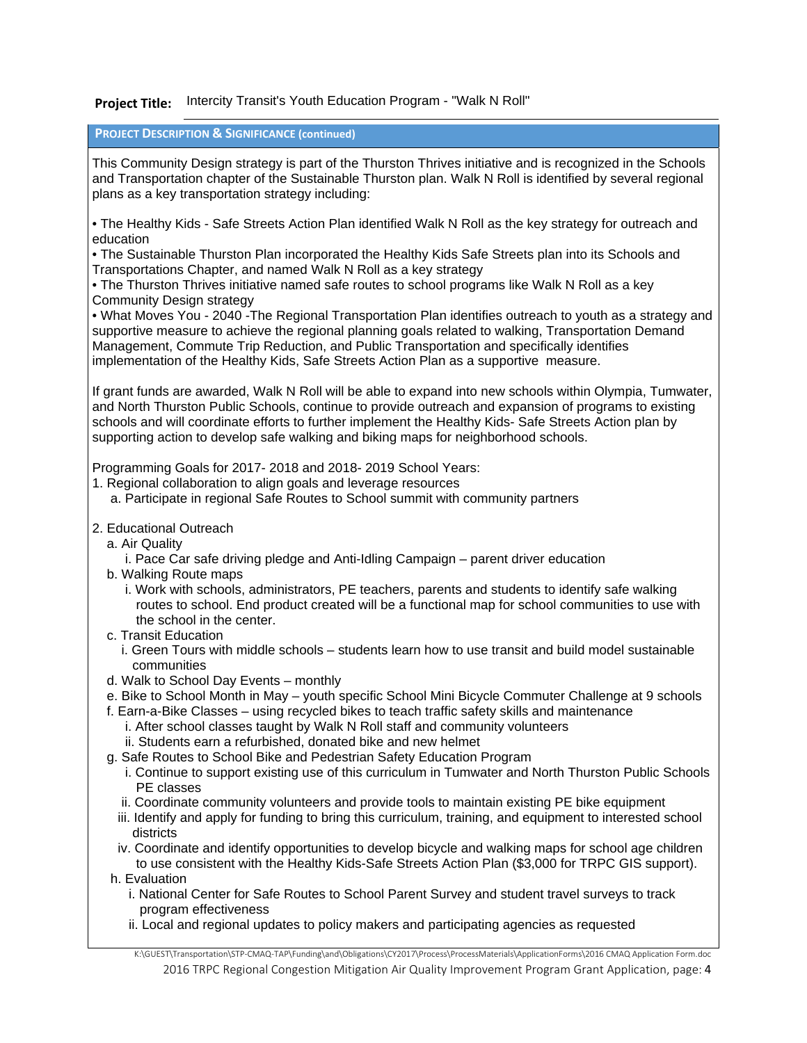**Project Title:** Intercity Transit's Youth Education Program - "Walk N Roll"

**PROJECT DESCRIPTION & SIGNIFICANCE (continued)**

This Community Design strategy is part of the Thurston Thrives initiative and is recognized in the Schools and Transportation chapter of the Sustainable Thurston plan. Walk N Roll is identified by several regional plans as a key transportation strategy including:

- The Healthy Kids - Safe Streets Action Plan identified Walk N Roll as the key strategy for outreach and education
- The Sustainable Thurston Plan incorporated the Healthy Kids Safe Streets plan into its Schools and Transportations Chapter, and named Walk N Roll as a key strategy
- The Thurston Thrives initiative named safe routes to school programs like Walk N Roll as a key Community Design strategy
- What Moves You - 2040 -The Regional Transportation Plan identifies outreach to youth as a strategy and supportive measure to achieve the regional planning goals related to walking, Transportation Demand Management, Commute Trip Reduction, and Public Transportation and specifically identifies implementation of the Healthy Kids, Safe Streets Action Plan as a supportive measure.

If grant funds are awarded, Walk N Roll will be able to expand into new schools within Olympia, Tumwater, and North Thurston Public Schools, continue to provide outreach and expansion of programs to existing schools and will coordinate efforts to further implement the Healthy Kids- Safe Streets Action plan by supporting action to develop safe walking and biking maps for neighborhood schools.

Programming Goals for 2017- 2018 and 2018- 2019 School Years:

1. Regional collaboration to align goals and leverage resources
   a. Participate in regional Safe Routes to School summit with community partners

2. Educational Outreach
   a. Air Quality
      i. Pace Car safe driving pledge and Anti-Idling Campaign – parent driver education
   b. Walking Route maps
      i. Work with schools, administrators, PE teachers, parents and students to identify safe walking routes to school. End product created will be a functional map for school communities to use with the school in the center.
   c. Transit Education
      i. Green Tours with middle schools – students learn how to use transit and build model sustainable communities
   d. Walk to School Day Events – monthly
   e. Bike to School Month in May – youth specific School Mini Bicycle Commuter Challenge at 9 schools
   f. Earn-a-Bike Classes – using recycled bikes to teach traffic safety skills and maintenance
      i. After school classes taught by Walk N Roll staff and community volunteers
      ii. Students earn a refurbished, donated bike and new helmet
   g. Safe Routes to School Bike and Pedestrian Safety Education Program
      i. Continue to support existing use of this curriculum in Tumwater and North Thurston Public Schools PE classes
      ii. Coordinate community volunteers and provide tools to maintain existing PE bike equipment
      iii. Identify and apply for funding to bring this curriculum, training, and equipment to interested school districts
      iv. Coordinate and identify opportunities to develop bicycle and walking maps for school age children to use consistent with the Healthy Kids-Safe Streets Action Plan ($3,000 for TRPC GIS support).
   h. Evaluation
      i. National Center for Safe Routes to School Parent Survey and student travel surveys to track program effectiveness
      ii. Local and regional updates to policy makers and participating agencies as requested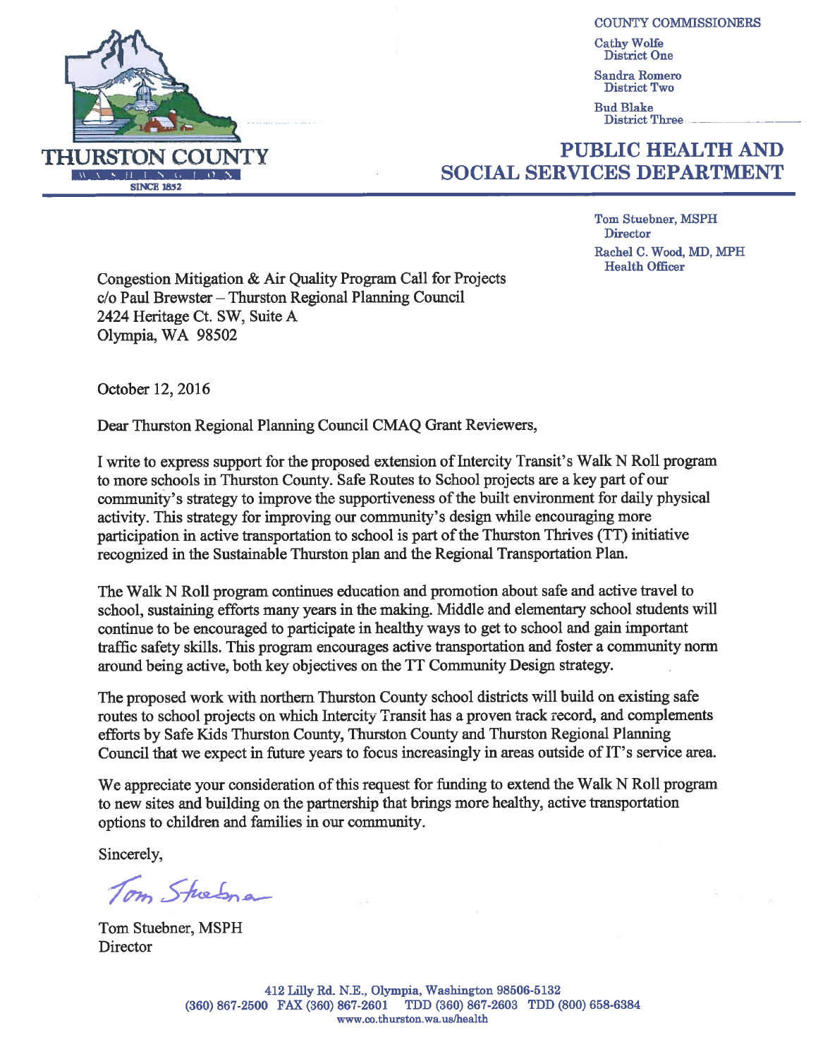THURSTON COUNTY

WASHINGTON

SINCE 1852

COUNTY COMMISSIONERS

Cathy Wolfe
District One

Sandra Romero
District Two

Bud Blake
District Three

# PUBLIC HEALTH AND SOCIAL SERVICES DEPARTMENT

Tom Stuebner, MSPH
Director

Rachel C. Wood, MD, MPH
Health Officer

Congestion Mitigation & Air Quality Program Call for Projects
c/o Paul Brewster – Thurston Regional Planning Council
2424 Heritage Ct. SW, Suite A
Olympia, WA 98502

October 12, 2016

Dear Thurston Regional Planning Council CMAQ Grant Reviewers,

I write to express support for the proposed extension of Intercity Transit's Walk N Roll program to more schools in Thurston County. Safe Routes to School projects are a key part of our community's strategy to improve the supportiveness of the built environment for daily physical activity. This strategy for improving our community's design while encouraging more participation in active transportation to school is part of the Thurston Thrives (TT) initiative recognized in the Sustainable Thurston plan and the Regional Transportation Plan.

The Walk N Roll program continues education and promotion about safe and active travel to school, sustaining efforts many years in the making. Middle and elementary school students will continue to be encouraged to participate in healthy ways to get to school and gain important traffic safety skills. This program encourages active transportation and foster a community norm around being active, both key objectives on the TT Community Design strategy.

The proposed work with northern Thurston County school districts will build on existing safe routes to school projects on which Intercity Transit has a proven track record, and complements efforts by Safe Kids Thurston County, Thurston County and Thurston Regional Planning Council that we expect in future years to focus increasingly in areas outside of IT's service area.

We appreciate your consideration of this request for funding to extend the Walk N Roll program to new sites and building on the partnership that brings more healthy, active transportation options to children and families in our community.

Sincerely,

Tom Stuebner

Tom Stuebner, MSPH
Director

412 Lilly Rd. N.E., Olympia, Washington 98506-5132
(360) 867-2500 FAX (360) 867-2601 TDD (360) 867-2603 TDD (800) 658-6384
www.co.thurston.wa.us/health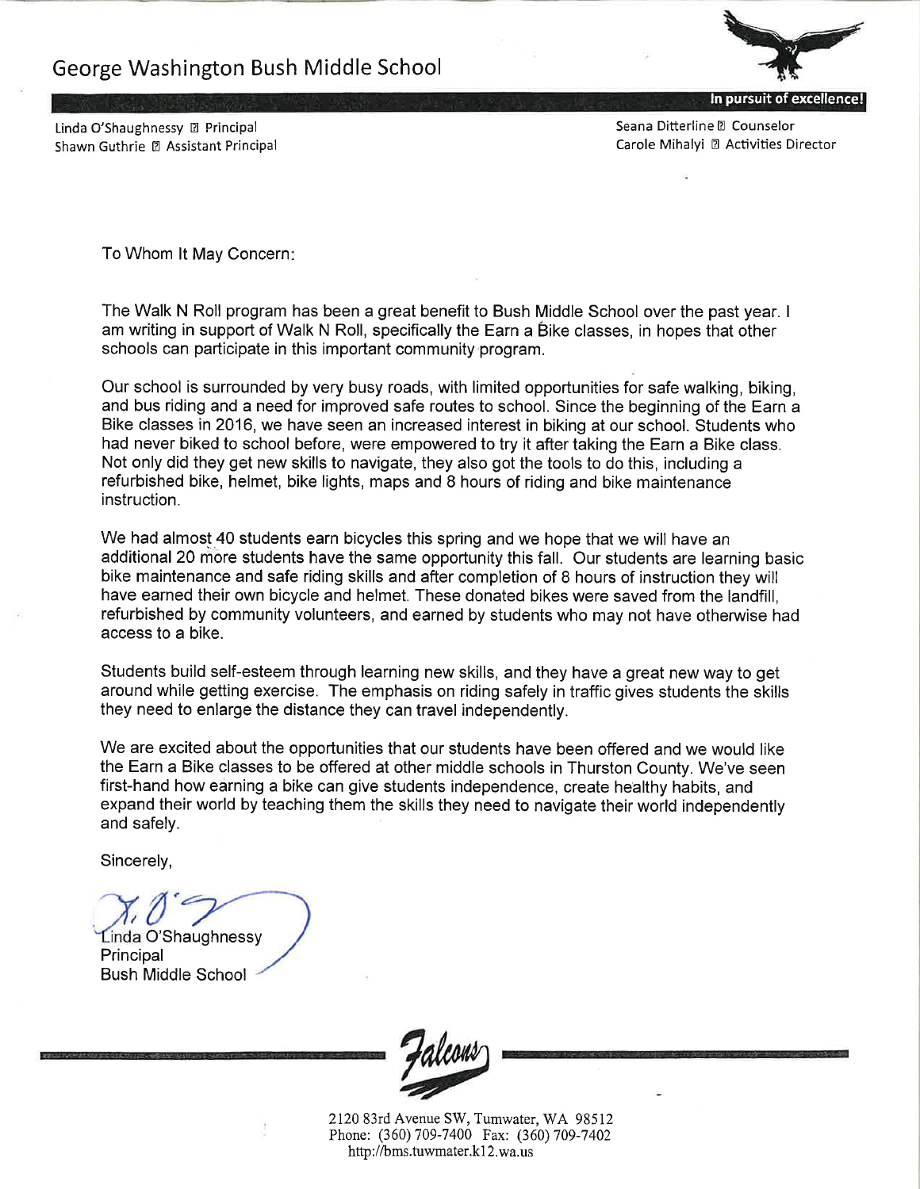# George Washington Bush Middle School

**In pursuit of excellence!**

Linda O'Shaughnessy ▯ Principal
Shawn Guthrie ▯ Assistant Principal

Seana Ditterline ▯ Counselor
Carole Mihalyi ▯ Activities Director

To Whom It May Concern:

The Walk N Roll program has been a great benefit to Bush Middle School over the past year. I am writing in support of Walk N Roll, specifically the Earn a Bike classes, in hopes that other schools can participate in this important community program.

Our school is surrounded by very busy roads, with limited opportunities for safe walking, biking, and bus riding and a need for improved safe routes to school. Since the beginning of the Earn a Bike classes in 2016, we have seen an increased interest in biking at our school. Students who had never biked to school before, were empowered to try it after taking the Earn a Bike class. Not only did they get new skills to navigate, they also got the tools to do this, including a refurbished bike, helmet, bike lights, maps and 8 hours of riding and bike maintenance instruction.

We had almost 40 students earn bicycles this spring and we hope that we will have an additional 20 more students have the same opportunity this fall. Our students are learning basic bike maintenance and safe riding skills and after completion of 8 hours of instruction they will have earned their own bicycle and helmet. These donated bikes were saved from the landfill, refurbished by community volunteers, and earned by students who may not have otherwise had access to a bike.

Students build self-esteem through learning new skills, and they have a great new way to get around while getting exercise. The emphasis on riding safely in traffic gives students the skills they need to enlarge the distance they can travel independently.

We are excited about the opportunities that our students have been offered and we would like the Earn a Bike classes to be offered at other middle schools in Thurston County. We've seen first-hand how earning a bike can give students independence, create healthy habits, and expand their world by teaching them the skills they need to navigate their world independently and safely.

Sincerely,

Linda O'Shaughnessy
Principal
Bush Middle School

Falcons

2120 83rd Avenue SW, Tumwater, WA 98512
Phone: (360) 709-7400 Fax: (360) 709-7402
http://bms.tuwmater.k12.wa.us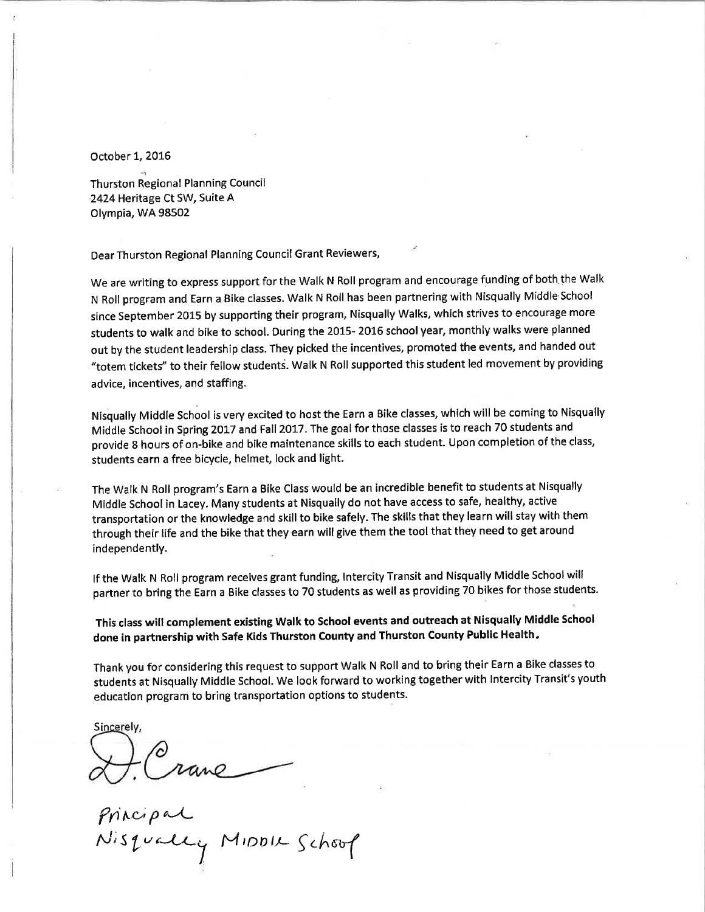October 1, 2016

Thurston Regional Planning Council
2424 Heritage Ct SW, Suite A
Olympia, WA 98502

Dear Thurston Regional Planning Council Grant Reviewers,

We are writing to express support for the Walk N Roll program and encourage funding of both the Walk N Roll program and Earn a Bike classes. Walk N Roll has been partnering with Nisqually Middle School since September 2015 by supporting their program, Nisqually Walks, which strives to encourage more students to walk and bike to school. During the 2015- 2016 school year, monthly walks were planned out by the student leadership class. They picked the incentives, promoted the events, and handed out "totem tickets" to their fellow students. Walk N Roll supported this student led movement by providing advice, incentives, and staffing.

Nisqually Middle School is very excited to host the Earn a Bike classes, which will be coming to Nisqually Middle School in Spring 2017 and Fall 2017. The goal for those classes is to reach 70 students and provide 8 hours of on-bike and bike maintenance skills to each student. Upon completion of the class, students earn a free bicycle, helmet, lock and light.

The Walk N Roll program's Earn a Bike Class would be an incredible benefit to students at Nisqually Middle School in Lacey. Many students at Nisqually do not have access to safe, healthy, active transportation or the knowledge and skill to bike safely. The skills that they learn will stay with them through their life and the bike that they earn will give them the tool that they need to get around independently.

If the Walk N Roll program receives grant funding, Intercity Transit and Nisqually Middle School will partner to bring the Earn a Bike classes to 70 students as well as providing 70 bikes for those students.

**This class will complement existing Walk to School events and outreach at Nisqually Middle School done in partnership with Safe Kids Thurston County and Thurston County Public Health.**

Thank you for considering this request to support Walk N Roll and to bring their Earn a Bike classes to students at Nisqually Middle School. We look forward to working together with Intercity Transit's youth education program to bring transportation options to students.

Sincerely,

D. Crane

Principal
Nisqually Middle School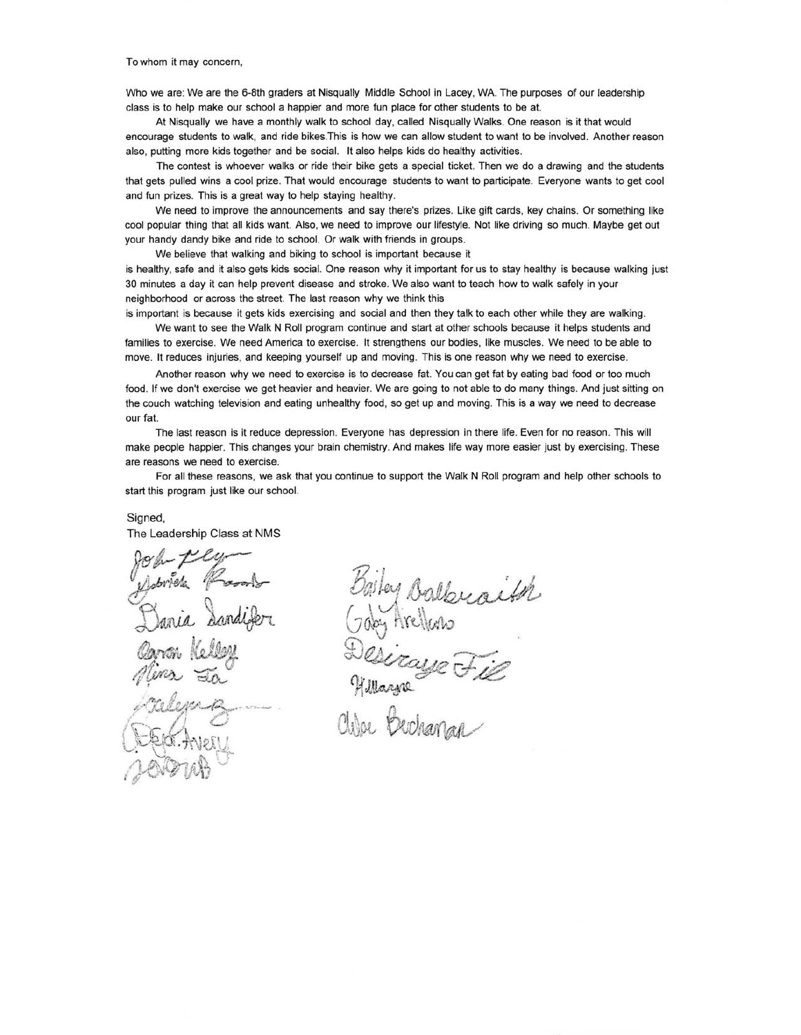To whom it may concern,

Who we are: We are the 6-8th graders at Nisqually Middle School in Lacey, WA. The purposes of our leadership class is to help make our school a happier and more fun place for other students to be at.

At Nisqually we have a monthly walk to school day, called Nisqually Walks. One reason is it that would encourage students to walk, and ride bikes.This is how we can allow student to want to be involved. Another reason also, putting more kids together and be social. It also helps kids do healthy activities.

The contest is whoever walks or ride their bike gets a special ticket. Then we do a drawing and the students that gets pulled wins a cool prize. That would encourage students to want to participate. Everyone wants to get cool and fun prizes. This is a great way to help staying healthy.

We need to improve the announcements and say there's prizes. Like gift cards, key chains. Or something like cool popular thing that all kids want. Also, we need to improve our lifestyle. Not like driving so much. Maybe get out your handy dandy bike and ride to school. Or walk with friends in groups.

We believe that walking and biking to school is important because it is healthy, safe and it also gets kids social. One reason why it important for us to stay healthy is because walking just 30 minutes a day it can help prevent disease and stroke. We also want to teach how to walk safely in your neighborhood or across the street. The last reason why we think this is important is because it gets kids exercising and social and then they talk to each other while they are walking.

We want to see the Walk N Roll program continue and start at other schools because it helps students and families to exercise. We need America to exercise. It strengthens our bodies, like muscles. We need to be able to move. It reduces injuries, and keeping yourself up and moving. This is one reason why we need to exercise.

Another reason why we need to exercise is to decrease fat. You can get fat by eating bad food or too much food. If we don't exercise we get heavier and heavier. We are going to not able to do many things. And just sitting on the couch watching television and eating unhealthy food, so get up and moving. This is a way we need to decrease our fat.

The last reason is it reduce depression. Everyone has depression in there life. Even for no reason. This will make people happier. This changes your brain chemistry. And makes life way more easier just by exercising. These are reasons we need to exercise.

For all these reasons, we ask that you continue to support the Walk N Roll program and help other schools to start this program just like our school.

Signed,

The Leadership Class at NMS

Dania Sandifer
Aaron Kelley
Bailey Galbraith
Gaby Arellano
Desiraye Fil
Hillaryne
Chloe Buchanan